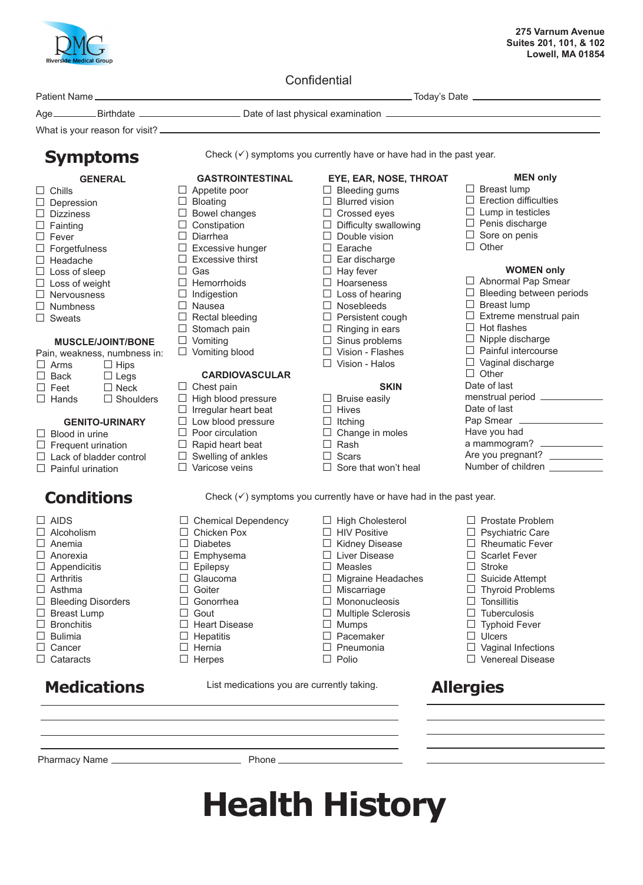RMG
Riverside Medical Group

275 Varnum Avenue
Suites 201, 101, & 102
Lowell, MA 01854

Confidential

Patient Name ______________________ Today's Date ______________

Age ________ Birthdate ______________ Date of last physical examination ______________

What is your reason for visit? ______________________

## Symptoms

Check (✓) symptoms you currently have or have had in the past year.

### GENERAL

- ☐ Chills
- ☐ Depression
- ☐ Dizziness
- ☐ Fainting
- ☐ Fever
- ☐ Forgetfulness
- ☐ Headache
- ☐ Loss of sleep
- ☐ Loss of weight
- ☐ Nervousness
- ☐ Numbness
- ☐ Sweats

### MUSCLE/JOINT/BONE

Pain, weakness, numbness in:

- ☐ Arms
- ☐ Hips
- ☐ Back
- ☐ Legs
- ☐ Feet
- ☐ Neck
- ☐ Hands
- ☐ Shoulders

### GENITO-URINARY

- ☐ Blood in urine
- ☐ Frequent urination
- ☐ Lack of bladder control
- ☐ Painful urination

### GASTROINTESTINAL

- ☐ Appetite poor
- ☐ Bloating
- ☐ Bowel changes
- ☐ Constipation
- ☐ Diarrhea
- ☐ Excessive hunger
- ☐ Excessive thirst
- ☐ Gas
- ☐ Hemorrhoids
- ☐ Indigestion
- ☐ Nausea
- ☐ Rectal bleeding
- ☐ Stomach pain
- ☐ Vomiting
- ☐ Vomiting blood

### CARDIOVASCULAR

- ☐ Chest pain
- ☐ High blood pressure
- ☐ Irregular heart beat
- ☐ Low blood pressure
- ☐ Poor circulation
- ☐ Rapid heart beat
- ☐ Swelling of ankles
- ☐ Varicose veins

### EYE, EAR, NOSE, THROAT

- ☐ Bleeding gums
- ☐ Blurred vision
- ☐ Crossed eyes
- ☐ Difficulty swallowing
- ☐ Double vision
- ☐ Earache
- ☐ Ear discharge
- ☐ Hay fever
- ☐ Hoarseness
- ☐ Loss of hearing
- ☐ Nosebleeds
- ☐ Persistent cough
- ☐ Ringing in ears
- ☐ Sinus problems
- ☐ Vision - Flashes
- ☐ Vision - Halos

### SKIN

- ☐ Bruise easily
- ☐ Hives
- ☐ Itching
- ☐ Change in moles
- ☐ Rash
- ☐ Scars
- ☐ Sore that won't heal

### MEN only

- ☐ Breast lump
- ☐ Erection difficulties
- ☐ Lump in testicles
- ☐ Penis discharge
- ☐ Sore on penis
- ☐ Other

### WOMEN only

- ☐ Abnormal Pap Smear
- ☐ Bleeding between periods
- ☐ Breast lump
- ☐ Extreme menstrual pain
- ☐ Hot flashes
- ☐ Nipple discharge
- ☐ Painful intercourse
- ☐ Vaginal discharge
- ☐ Other

Date of last menstrual period ______________

Date of last Pap Smear ______________

Have you had a mammogram? ______________

Are you pregnant? ______________

Number of children ______________

## Conditions

Check (✓) symptoms you currently have or have had in the past year.

- ☐ AIDS
- ☐ Alcoholism
- ☐ Anemia
- ☐ Anorexia
- ☐ Appendicitis
- ☐ Arthritis
- ☐ Asthma
- ☐ Bleeding Disorders
- ☐ Breast Lump
- ☐ Bronchitis
- ☐ Bulimia
- ☐ Cancer
- ☐ Cataracts
- ☐ Chemical Dependency
- ☐ Chicken Pox
- ☐ Diabetes
- ☐ Emphysema
- ☐ Epilepsy
- ☐ Glaucoma
- ☐ Goiter
- ☐ Gonorrhea
- ☐ Gout
- ☐ Heart Disease
- ☐ Hepatitis
- ☐ Hernia
- ☐ Herpes
- ☐ High Cholesterol
- ☐ HIV Positive
- ☐ Kidney Disease
- ☐ Liver Disease
- ☐ Measles
- ☐ Migraine Headaches
- ☐ Miscarriage
- ☐ Mononucleosis
- ☐ Multiple Sclerosis
- ☐ Mumps
- ☐ Pacemaker
- ☐ Pneumonia
- ☐ Polio
- ☐ Prostate Problem
- ☐ Psychiatric Care
- ☐ Rheumatic Fever
- ☐ Scarlet Fever
- ☐ Stroke
- ☐ Suicide Attempt
- ☐ Thyroid Problems
- ☐ Tonsillitis
- ☐ Tuberculosis
- ☐ Typhoid Fever
- ☐ Ulcers
- ☐ Vaginal Infections
- ☐ Venereal Disease

## Medications

List medications you are currently taking.

______________________

______________________

______________________

______________________

Pharmacy Name ______________ Phone ______________

## Allergies

______________________

______________________

______________________

______________________

______________________

# Health History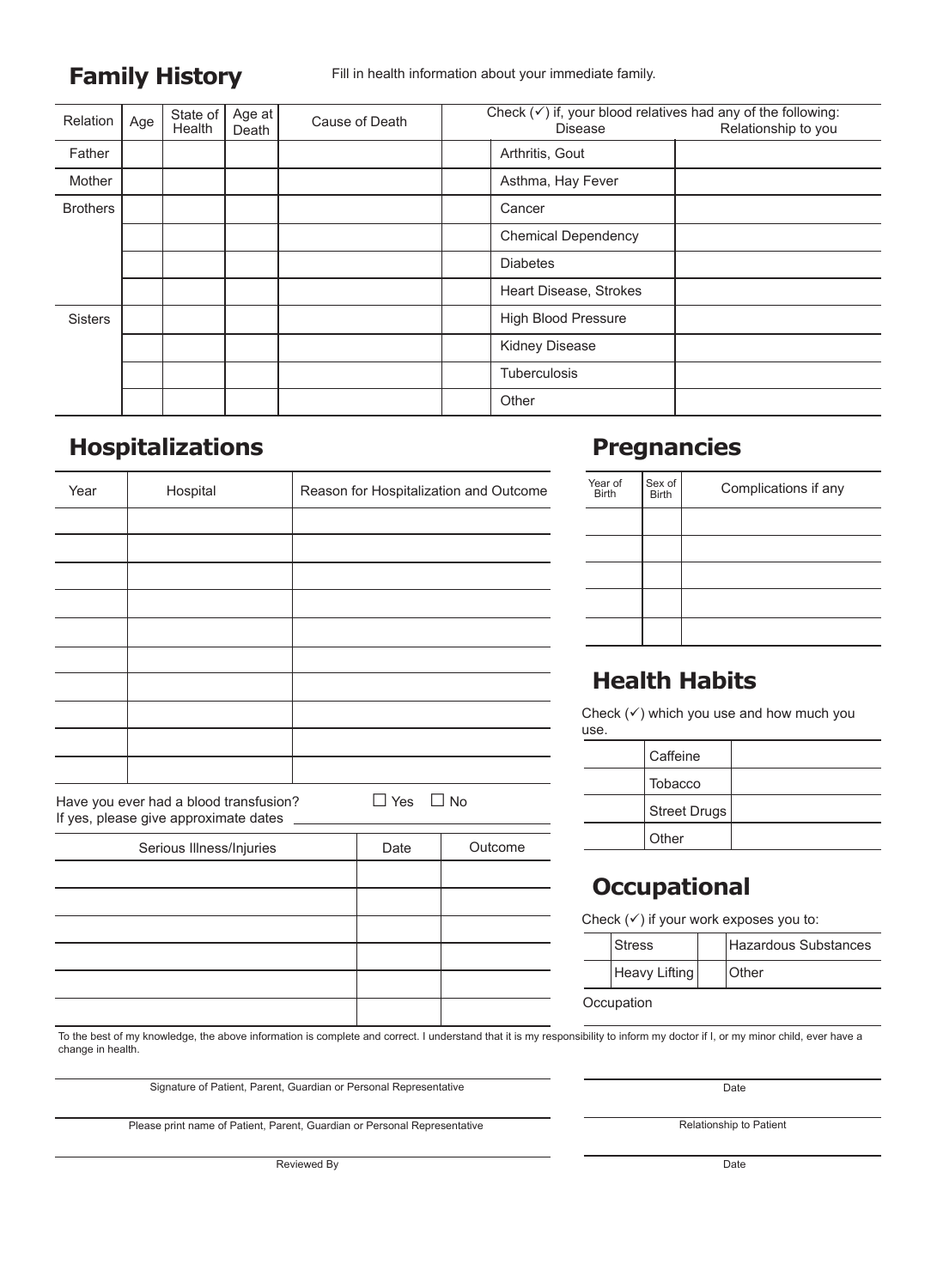## Family History

Fill in health information about your immediate family.

| Relation | Age | State of Health | Age at Death | Cause of Death | Check (✓) if, your blood relatives had any of the following: Disease | | Relationship to you |
|---|---|---|---|---|---|---|---|
| Father | | | | | | Arthritis, Gout | |
| Mother | | | | | | Asthma, Hay Fever | |
| Brothers | | | | | | Cancer | |
| | | | | | | Chemical Dependency | |
| | | | | | | Diabetes | |
| | | | | | | Heart Disease, Strokes | |
| Sisters | | | | | | High Blood Pressure | |
| | | | | | | Kidney Disease | |
| | | | | | | Tuberculosis | |
| | | | | | | Other | |

## Hospitalizations

| Year | Hospital | Reason for Hospitalization and Outcome |
|---|---|---|
| | | |
| | | |
| | | |
| | | |
| | | |
| | | |
| | | |
| | | |
| | | |
| | | |

Have you ever had a blood transfusion? ☐ Yes ☐ No

If yes, please give approximate dates \_\_\_\_\_\_\_\_\_\_\_\_\_\_\_\_\_\_\_\_\_\_\_\_\_\_\_\_\_\_

| Serious Illness/Injuries | Date | Outcome |
|---|---|---|
| | | |
| | | |
| | | |
| | | |
| | | |
| | | |

## Pregnancies

| Year of Birth | Sex of Birth | Complications if any |
|---|---|---|
| | | |
| | | |
| | | |
| | | |
| | | |

## Health Habits

Check (✓) which you use and how much you use.

| | | |
|---|---|---|
| | Caffeine | |
| | Tobacco | |
| | Street Drugs | |
| | Other | |

## Occupational

Check (✓) if your work exposes you to:

| | | | |
|---|---|---|---|
| | Stress | | Hazardous Substances |
| | Heavy Lifting | | Other |

Occupation \_\_\_\_\_\_\_\_\_\_\_\_\_\_\_\_\_\_\_\_\_\_\_\_\_\_\_\_\_\_

To the best of my knowledge, the above information is complete and correct. I understand that it is my responsibility to inform my doctor if I, or my minor child, ever have a change in health.

\_\_\_\_\_\_\_\_\_\_\_\_\_\_\_\_\_\_\_\_\_\_\_\_\_\_\_\_\_\_\_\_\_\_\_\_\_\_\_\_ \_\_\_\_\_\_\_\_\_\_\_\_\_\_\_\_\_\_\_\_

Signature of Patient, Parent, Guardian or Personal Representative — Date

\_\_\_\_\_\_\_\_\_\_\_\_\_\_\_\_\_\_\_\_\_\_\_\_\_\_\_\_\_\_\_\_\_\_\_\_\_\_\_\_ \_\_\_\_\_\_\_\_\_\_\_\_\_\_\_\_\_\_\_\_

Please print name of Patient, Parent, Guardian or Personal Representative — Relationship to Patient

\_\_\_\_\_\_\_\_\_\_\_\_\_\_\_\_\_\_\_\_\_\_\_\_\_\_\_\_\_\_\_\_\_\_\_\_\_\_\_\_ \_\_\_\_\_\_\_\_\_\_\_\_\_\_\_\_\_\_\_\_

Reviewed By — Date